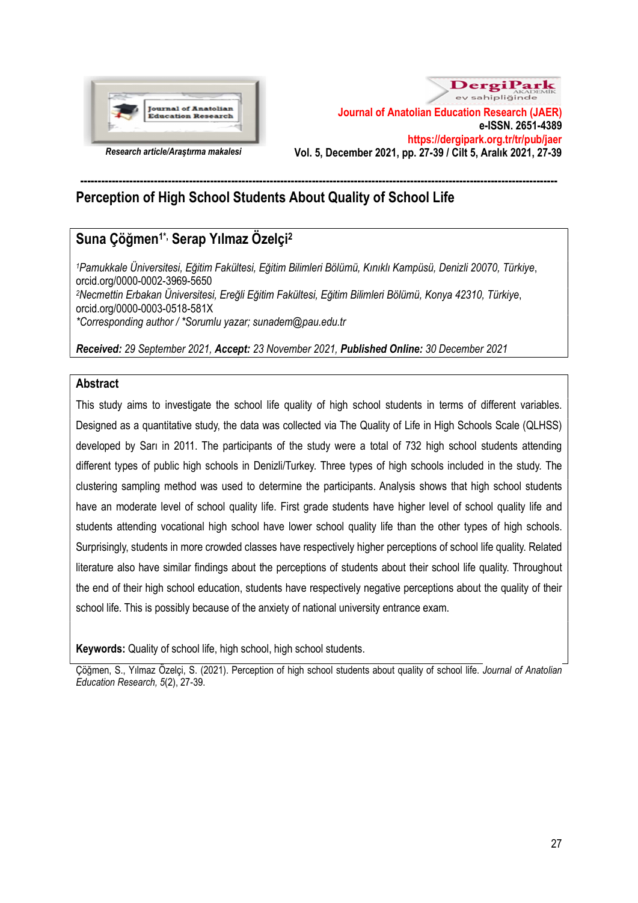Research article/Araştırma makalesi

Journal of Anatolian Education Research (JAER)
e-ISSN. 2651-4389
https://dergipark.org.tr/tr/pub/jaer
Vol. 5, December 2021, pp. 27-39 / Cilt 5, Aralık 2021, 27-39

# Perception of High School Students About Quality of School Life

## Suna Çöğmen[1*], Serap Yılmaz Özelçi[2]

*[1]Pamukkale Üniversitesi, Eğitim Fakültesi, Eğitim Bilimleri Bölümü, Kınıklı Kampüsü, Denizli 20070, Türkiye*, orcid.org/0000-0002-3969-5650
*[2]Necmettin Erbakan Üniversitesi, Ereğli Eğitim Fakültesi, Eğitim Bilimleri Bölümü, Konya 42310, Türkiye*, orcid.org/0000-0003-0518-581X
*\*Corresponding author / \*Sorumlu yazar; sunadem@pau.edu.tr*

***Received:*** *29 September 2021,* ***Accept:*** *23 November 2021,* ***Published Online:*** *30 December 2021*

## Abstract

This study aims to investigate the school life quality of high school students in terms of different variables. Designed as a quantitative study, the data was collected via The Quality of Life in High Schools Scale (QLHSS) developed by Sarı in 2011. The participants of the study were a total of 732 high school students attending different types of public high schools in Denizli/Turkey. Three types of high schools included in the study. The clustering sampling method was used to determine the participants. Analysis shows that high school students have an moderate level of school quality life. First grade students have higher level of school quality life and students attending vocational high school have lower school quality life than the other types of high schools. Surprisingly, students in more crowded classes have respectively higher perceptions of school life quality. Related literature also have similar findings about the perceptions of students about their school life quality. Throughout the end of their high school education, students have respectively negative perceptions about the quality of their school life. This is possibly because of the anxiety of national university entrance exam.

**Keywords:** Quality of school life, high school, high school students.

Çöğmen, S., Yılmaz Özelçi, S. (2021). Perception of high school students about quality of school life. *Journal of Anatolian Education Research, 5*(2), 27-39.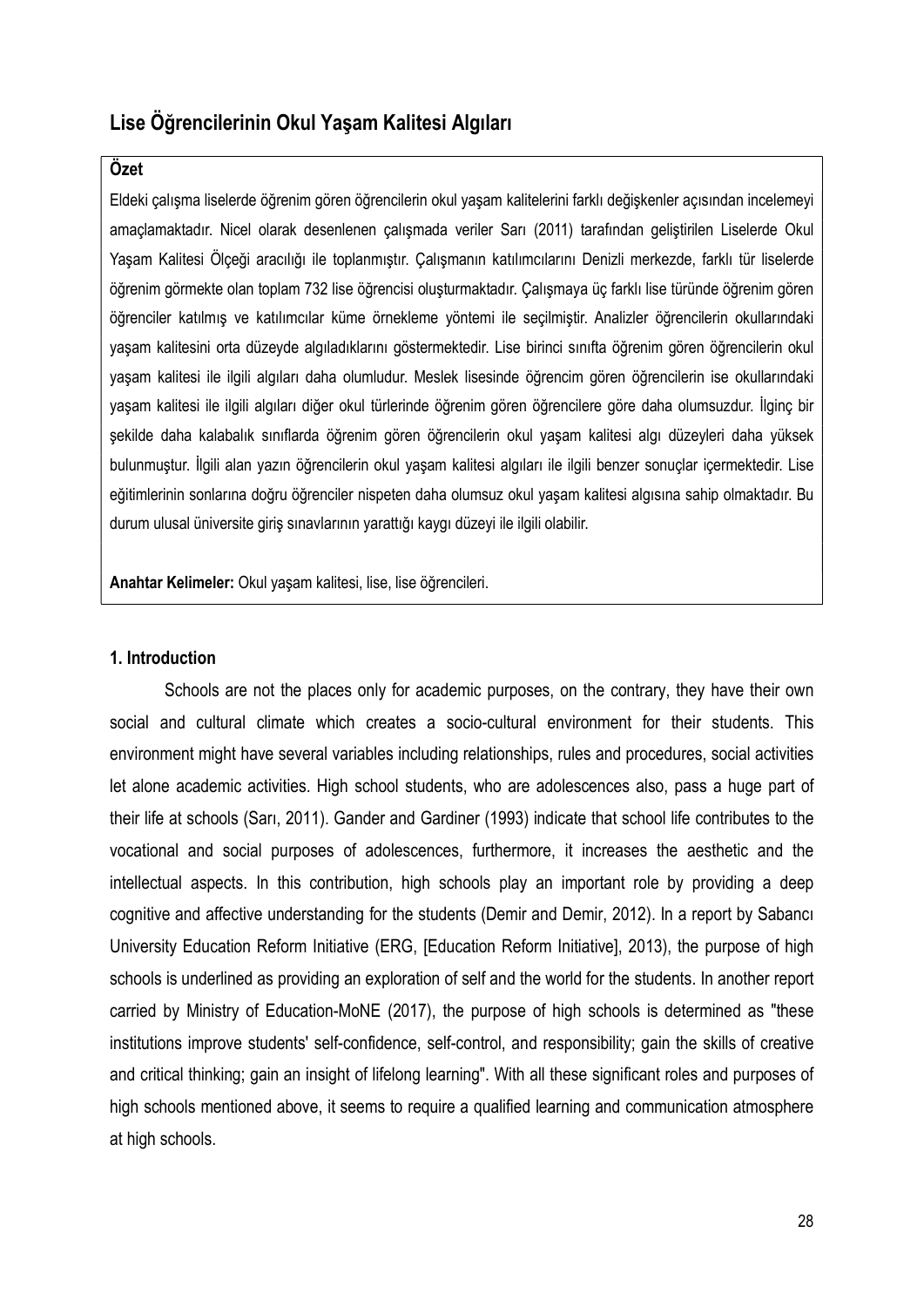## Lise Öğrencilerinin Okul Yaşam Kalitesi Algıları

**Özet**

Eldeki çalışma liselerde öğrenim gören öğrencilerin okul yaşam kalitelerini farklı değişkenler açısından incelemeyi amaçlamaktadır. Nicel olarak desenlenen çalışmada veriler Sarı (2011) tarafından geliştirilen Liselerde Okul Yaşam Kalitesi Ölçeği aracılığı ile toplanmıştır. Çalışmanın katılımcılarını Denizli merkezde, farklı tür liselerde öğrenim görmekte olan toplam 732 lise öğrencisi oluşturmaktadır. Çalışmaya üç farklı lise türünde öğrenim gören öğrenciler katılmış ve katılımcılar küme örnekleme yöntemi ile seçilmiştir. Analizler öğrencilerin okullarındaki yaşam kalitesini orta düzeyde algıladıklarını göstermektedir. Lise birinci sınıfta öğrenim gören öğrencilerin okul yaşam kalitesi ile ilgili algıları daha olumludur. Meslek lisesinde öğrencim gören öğrencilerin ise okullarındaki yaşam kalitesi ile ilgili algıları diğer okul türlerinde öğrenim gören öğrencilere göre daha olumsuzdur. İlginç bir şekilde daha kalabalık sınıflarda öğrenim gören öğrencilerin okul yaşam kalitesi algı düzeyleri daha yüksek bulunmuştur. İlgili alan yazın öğrencilerin okul yaşam kalitesi algıları ile ilgili benzer sonuçlar içermektedir. Lise eğitimlerinin sonlarına doğru öğrenciler nispeten daha olumsuz okul yaşam kalitesi algısına sahip olmaktadır. Bu durum ulusal üniversite giriş sınavlarının yarattığı kaygı düzeyi ile ilgili olabilir.

**Anahtar Kelimeler:** Okul yaşam kalitesi, lise, lise öğrencileri.

### 1. Introduction

Schools are not the places only for academic purposes, on the contrary, they have their own social and cultural climate which creates a socio-cultural environment for their students. This environment might have several variables including relationships, rules and procedures, social activities let alone academic activities. High school students, who are adolescences also, pass a huge part of their life at schools (Sarı, 2011). Gander and Gardiner (1993) indicate that school life contributes to the vocational and social purposes of adolescences, furthermore, it increases the aesthetic and the intellectual aspects. In this contribution, high schools play an important role by providing a deep cognitive and affective understanding for the students (Demir and Demir, 2012). In a report by Sabancı University Education Reform Initiative (ERG, [Education Reform Initiative], 2013), the purpose of high schools is underlined as providing an exploration of self and the world for the students. In another report carried by Ministry of Education-MoNE (2017), the purpose of high schools is determined as "these institutions improve students' self-confidence, self-control, and responsibility; gain the skills of creative and critical thinking; gain an insight of lifelong learning". With all these significant roles and purposes of high schools mentioned above, it seems to require a qualified learning and communication atmosphere at high schools.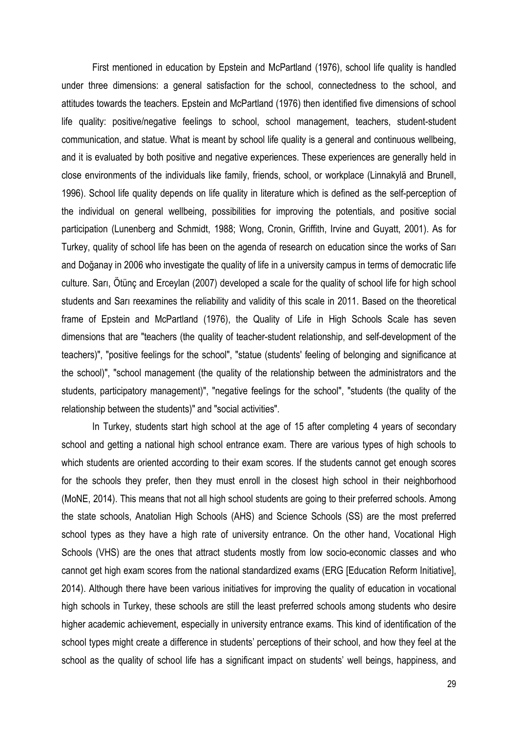First mentioned in education by Epstein and McPartland (1976), school life quality is handled under three dimensions: a general satisfaction for the school, connectedness to the school, and attitudes towards the teachers. Epstein and McPartland (1976) then identified five dimensions of school life quality: positive/negative feelings to school, school management, teachers, student-student communication, and statue. What is meant by school life quality is a general and continuous wellbeing, and it is evaluated by both positive and negative experiences. These experiences are generally held in close environments of the individuals like family, friends, school, or workplace (Linnakylä and Brunell, 1996). School life quality depends on life quality in literature which is defined as the self-perception of the individual on general wellbeing, possibilities for improving the potentials, and positive social participation (Lunenberg and Schmidt, 1988; Wong, Cronin, Griffith, Irvine and Guyatt, 2001). As for Turkey, quality of school life has been on the agenda of research on education since the works of Sarı and Doğanay in 2006 who investigate the quality of life in a university campus in terms of democratic life culture. Sarı, Ötünç and Erceylan (2007) developed a scale for the quality of school life for high school students and Sarı reexamines the reliability and validity of this scale in 2011. Based on the theoretical frame of Epstein and McPartland (1976), the Quality of Life in High Schools Scale has seven dimensions that are "teachers (the quality of teacher-student relationship, and self-development of the teachers)", "positive feelings for the school", "statue (students' feeling of belonging and significance at the school)", "school management (the quality of the relationship between the administrators and the students, participatory management)", "negative feelings for the school", "students (the quality of the relationship between the students)" and "social activities".

In Turkey, students start high school at the age of 15 after completing 4 years of secondary school and getting a national high school entrance exam. There are various types of high schools to which students are oriented according to their exam scores. If the students cannot get enough scores for the schools they prefer, then they must enroll in the closest high school in their neighborhood (MoNE, 2014). This means that not all high school students are going to their preferred schools. Among the state schools, Anatolian High Schools (AHS) and Science Schools (SS) are the most preferred school types as they have a high rate of university entrance. On the other hand, Vocational High Schools (VHS) are the ones that attract students mostly from low socio-economic classes and who cannot get high exam scores from the national standardized exams (ERG [Education Reform Initiative], 2014). Although there have been various initiatives for improving the quality of education in vocational high schools in Turkey, these schools are still the least preferred schools among students who desire higher academic achievement, especially in university entrance exams. This kind of identification of the school types might create a difference in students' perceptions of their school, and how they feel at the school as the quality of school life has a significant impact on students' well beings, happiness, and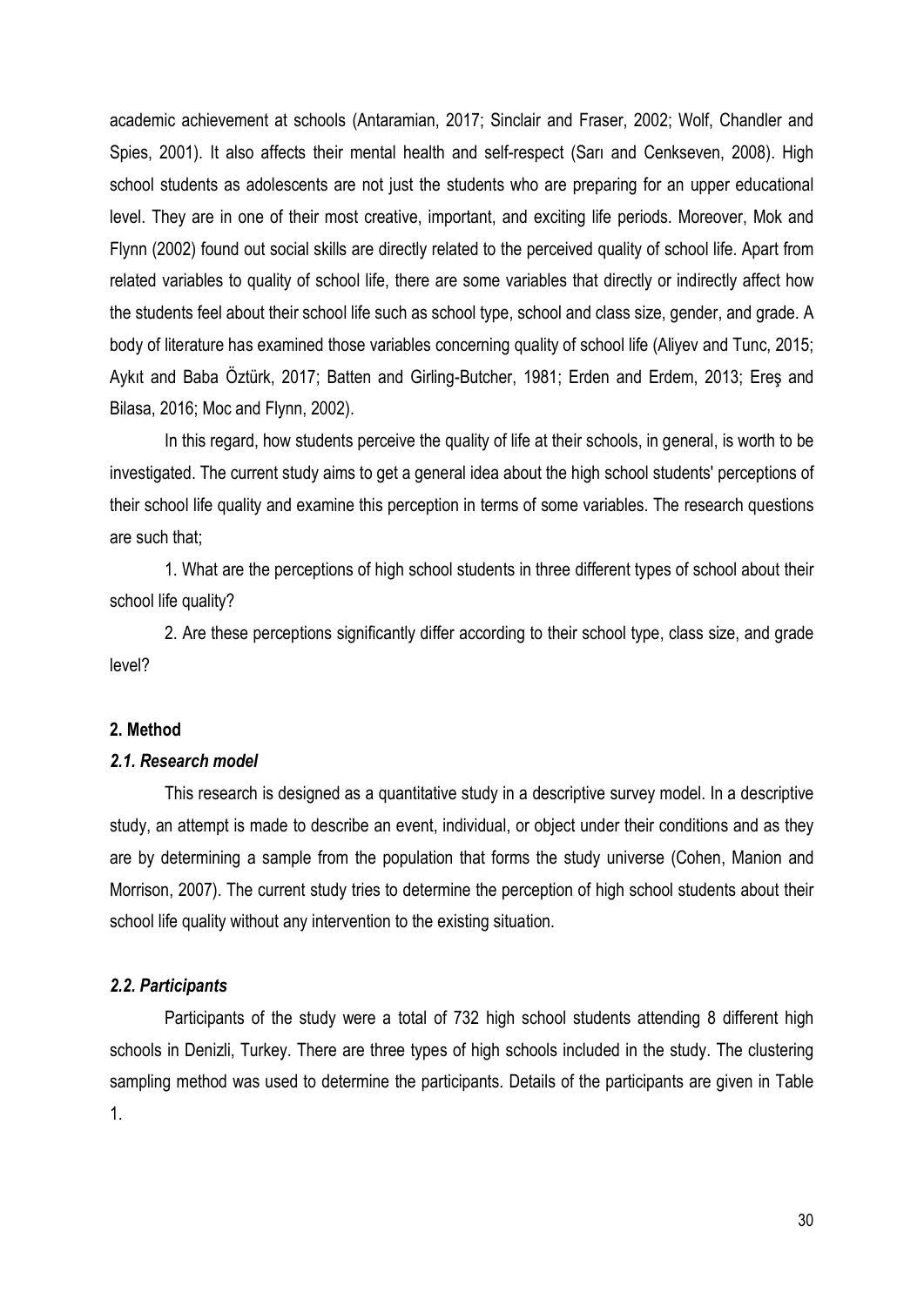academic achievement at schools (Antaramian, 2017; Sinclair and Fraser, 2002; Wolf, Chandler and Spies, 2001). It also affects their mental health and self-respect (Sarı and Cenkseven, 2008). High school students as adolescents are not just the students who are preparing for an upper educational level. They are in one of their most creative, important, and exciting life periods. Moreover, Mok and Flynn (2002) found out social skills are directly related to the perceived quality of school life. Apart from related variables to quality of school life, there are some variables that directly or indirectly affect how the students feel about their school life such as school type, school and class size, gender, and grade. A body of literature has examined those variables concerning quality of school life (Aliyev and Tunc, 2015; Aykıt and Baba Öztürk, 2017; Batten and Girling-Butcher, 1981; Erden and Erdem, 2013; Ereş and Bilasa, 2016; Moc and Flynn, 2002).

In this regard, how students perceive the quality of life at their schools, in general, is worth to be investigated. The current study aims to get a general idea about the high school students' perceptions of their school life quality and examine this perception in terms of some variables. The research questions are such that;

1. What are the perceptions of high school students in three different types of school about their school life quality?

2. Are these perceptions significantly differ according to their school type, class size, and grade level?

## 2. Method

### *2.1. Research model*

This research is designed as a quantitative study in a descriptive survey model. In a descriptive study, an attempt is made to describe an event, individual, or object under their conditions and as they are by determining a sample from the population that forms the study universe (Cohen, Manion and Morrison, 2007). The current study tries to determine the perception of high school students about their school life quality without any intervention to the existing situation.

### *2.2. Participants*

Participants of the study were a total of 732 high school students attending 8 different high schools in Denizli, Turkey. There are three types of high schools included in the study. The clustering sampling method was used to determine the participants. Details of the participants are given in Table 1.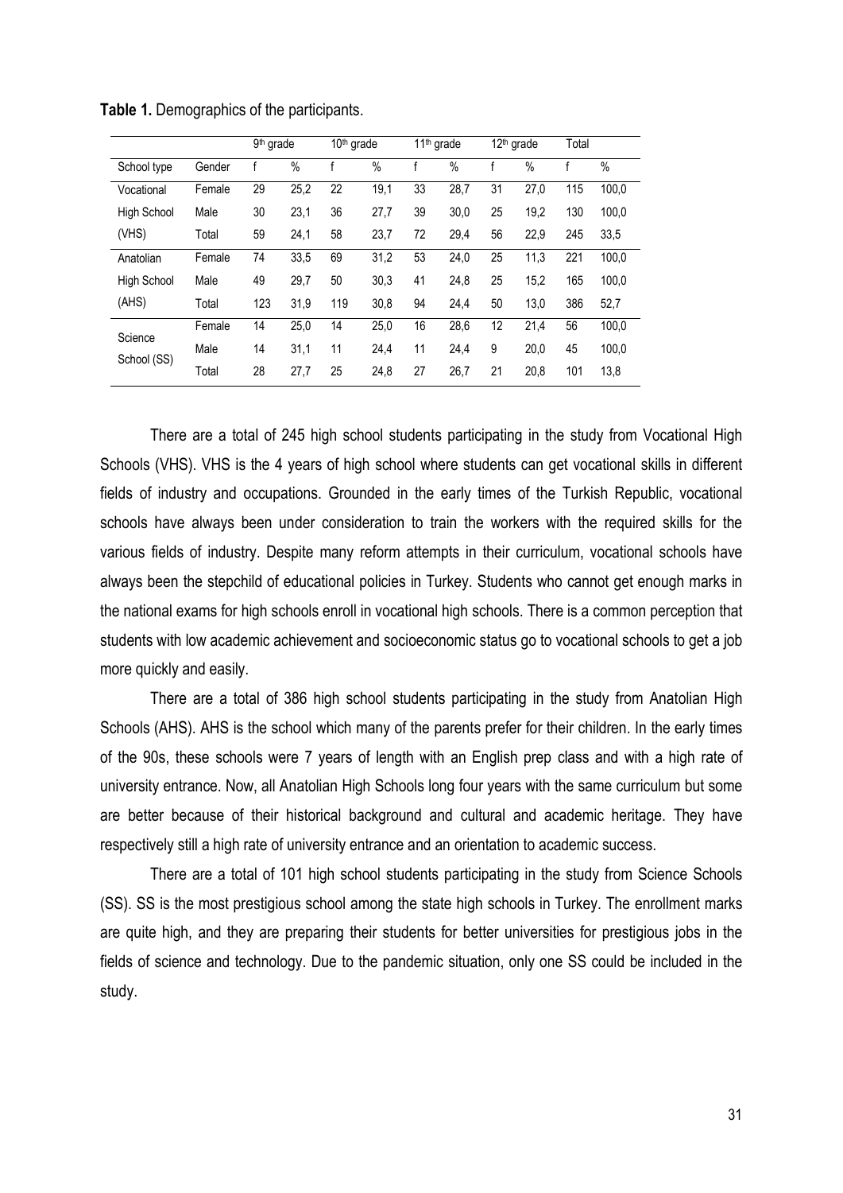**Table 1.** Demographics of the participants.

| | | 9th grade | | 10th grade | | 11th grade | | 12th grade | | Total | |
|---|---|---|---|---|---|---|---|---|---|---|---|
| School type | Gender | f | % | f | % | f | % | f | % | f | % |
| Vocational | Female | 29 | 25,2 | 22 | 19,1 | 33 | 28,7 | 31 | 27,0 | 115 | 100,0 |
| High School | Male | 30 | 23,1 | 36 | 27,7 | 39 | 30,0 | 25 | 19,2 | 130 | 100,0 |
| (VHS) | Total | 59 | 24,1 | 58 | 23,7 | 72 | 29,4 | 56 | 22,9 | 245 | 33,5 |
| Anatolian | Female | 74 | 33,5 | 69 | 31,2 | 53 | 24,0 | 25 | 11,3 | 221 | 100,0 |
| High School | Male | 49 | 29,7 | 50 | 30,3 | 41 | 24,8 | 25 | 15,2 | 165 | 100,0 |
| (AHS) | Total | 123 | 31,9 | 119 | 30,8 | 94 | 24,4 | 50 | 13,0 | 386 | 52,7 |
| Science School (SS) | Female | 14 | 25,0 | 14 | 25,0 | 16 | 28,6 | 12 | 21,4 | 56 | 100,0 |
| | Male | 14 | 31,1 | 11 | 24,4 | 11 | 24,4 | 9 | 20,0 | 45 | 100,0 |
| | Total | 28 | 27,7 | 25 | 24,8 | 27 | 26,7 | 21 | 20,8 | 101 | 13,8 |

There are a total of 245 high school students participating in the study from Vocational High Schools (VHS). VHS is the 4 years of high school where students can get vocational skills in different fields of industry and occupations. Grounded in the early times of the Turkish Republic, vocational schools have always been under consideration to train the workers with the required skills for the various fields of industry. Despite many reform attempts in their curriculum, vocational schools have always been the stepchild of educational policies in Turkey. Students who cannot get enough marks in the national exams for high schools enroll in vocational high schools. There is a common perception that students with low academic achievement and socioeconomic status go to vocational schools to get a job more quickly and easily.

There are a total of 386 high school students participating in the study from Anatolian High Schools (AHS). AHS is the school which many of the parents prefer for their children. In the early times of the 90s, these schools were 7 years of length with an English prep class and with a high rate of university entrance. Now, all Anatolian High Schools long four years with the same curriculum but some are better because of their historical background and cultural and academic heritage. They have respectively still a high rate of university entrance and an orientation to academic success.

There are a total of 101 high school students participating in the study from Science Schools (SS). SS is the most prestigious school among the state high schools in Turkey. The enrollment marks are quite high, and they are preparing their students for better universities for prestigious jobs in the fields of science and technology. Due to the pandemic situation, only one SS could be included in the study.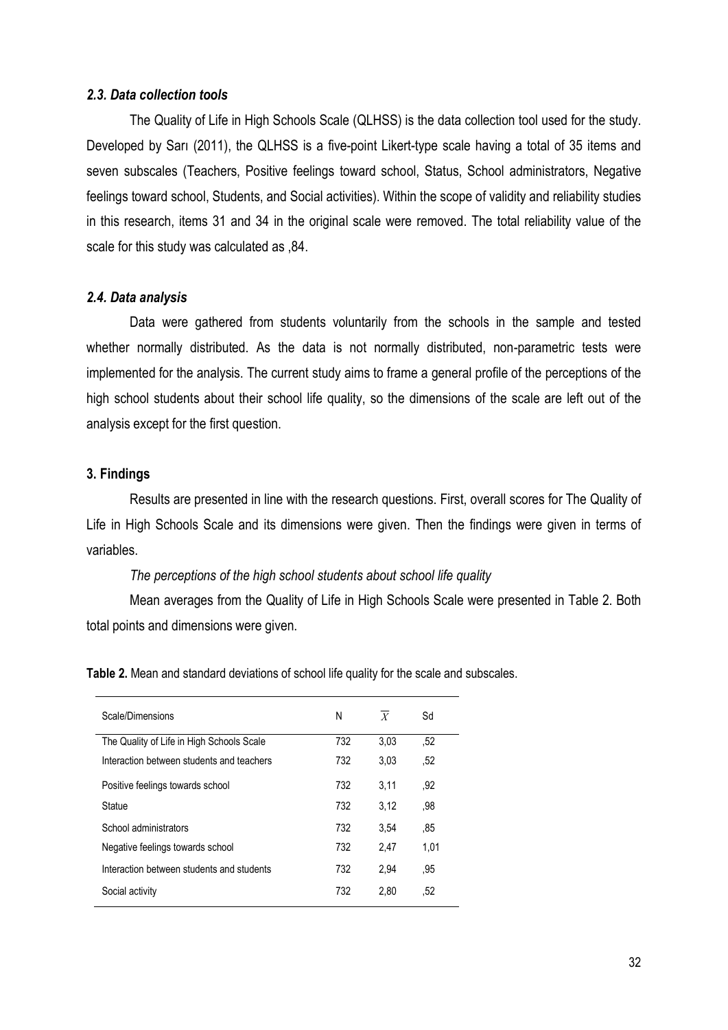### *2.3. Data collection tools*

The Quality of Life in High Schools Scale (QLHSS) is the data collection tool used for the study. Developed by Sarı (2011), the QLHSS is a five-point Likert-type scale having a total of 35 items and seven subscales (Teachers, Positive feelings toward school, Status, School administrators, Negative feelings toward school, Students, and Social activities). Within the scope of validity and reliability studies in this research, items 31 and 34 in the original scale were removed. The total reliability value of the scale for this study was calculated as ,84.

### *2.4. Data analysis*

Data were gathered from students voluntarily from the schools in the sample and tested whether normally distributed. As the data is not normally distributed, non-parametric tests were implemented for the analysis. The current study aims to frame a general profile of the perceptions of the high school students about their school life quality, so the dimensions of the scale are left out of the analysis except for the first question.

## 3. Findings

Results are presented in line with the research questions. First, overall scores for The Quality of Life in High Schools Scale and its dimensions were given. Then the findings were given in terms of variables.

*The perceptions of the high school students about school life quality*

Mean averages from the Quality of Life in High Schools Scale were presented in Table 2. Both total points and dimensions were given.

**Table 2.** Mean and standard deviations of school life quality for the scale and subscales.

| Scale/Dimensions | N | $\overline{X}$ | Sd |
|---|---|---|---|
| The Quality of Life in High Schools Scale | 732 | 3,03 | ,52 |
| Interaction between students and teachers | 732 | 3,03 | ,52 |
| Positive feelings towards school | 732 | 3,11 | ,92 |
| Statue | 732 | 3,12 | ,98 |
| School administrators | 732 | 3,54 | ,85 |
| Negative feelings towards school | 732 | 2,47 | 1,01 |
| Interaction between students and students | 732 | 2,94 | ,95 |
| Social activity | 732 | 2,80 | ,52 |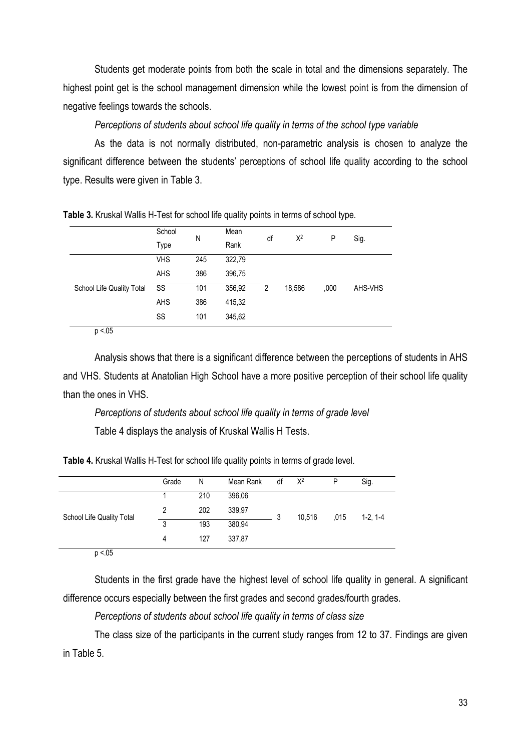Students get moderate points from both the scale in total and the dimensions separately. The highest point get is the school management dimension while the lowest point is from the dimension of negative feelings towards the schools.

*Perceptions of students about school life quality in terms of the school type variable*

As the data is not normally distributed, non-parametric analysis is chosen to analyze the significant difference between the students' perceptions of school life quality according to the school type. Results were given in Table 3.

**Table 3.** Kruskal Wallis H-Test for school life quality points in terms of school type.

| | School Type | N | Mean Rank | df | $X^2$ | P | Sig. |
|---|---|---|---|---|---|---|---|
| School Life Quality Total | VHS | 245 | 322,79 | 2 | 18,586 | ,000 | AHS-VHS |
| | AHS | 386 | 396,75 | | | | |
| | SS | 101 | 356,92 | | | | |
| | AHS | 386 | 415,32 | | | | |
| | SS | 101 | 345,62 | | | | |

$p < .05$

Analysis shows that there is a significant difference between the perceptions of students in AHS and VHS. Students at Anatolian High School have a more positive perception of their school life quality than the ones in VHS.

*Perceptions of students about school life quality in terms of grade level*

Table 4 displays the analysis of Kruskal Wallis H Tests.

**Table 4.** Kruskal Wallis H-Test for school life quality points in terms of grade level.

| | Grade | N | Mean Rank | df | $X^2$ | P | Sig. |
|---|---|---|---|---|---|---|---|
| School Life Quality Total | 1 | 210 | 396,06 | 3 | 10,516 | ,015 | 1-2, 1-4 |
| | 2 | 202 | 339,97 | | | | |
| | 3 | 193 | 380,94 | | | | |
| | 4 | 127 | 337,87 | | | | |

$p < .05$

Students in the first grade have the highest level of school life quality in general. A significant difference occurs especially between the first grades and second grades/fourth grades.

*Perceptions of students about school life quality in terms of class size*

The class size of the participants in the current study ranges from 12 to 37. Findings are given in Table 5.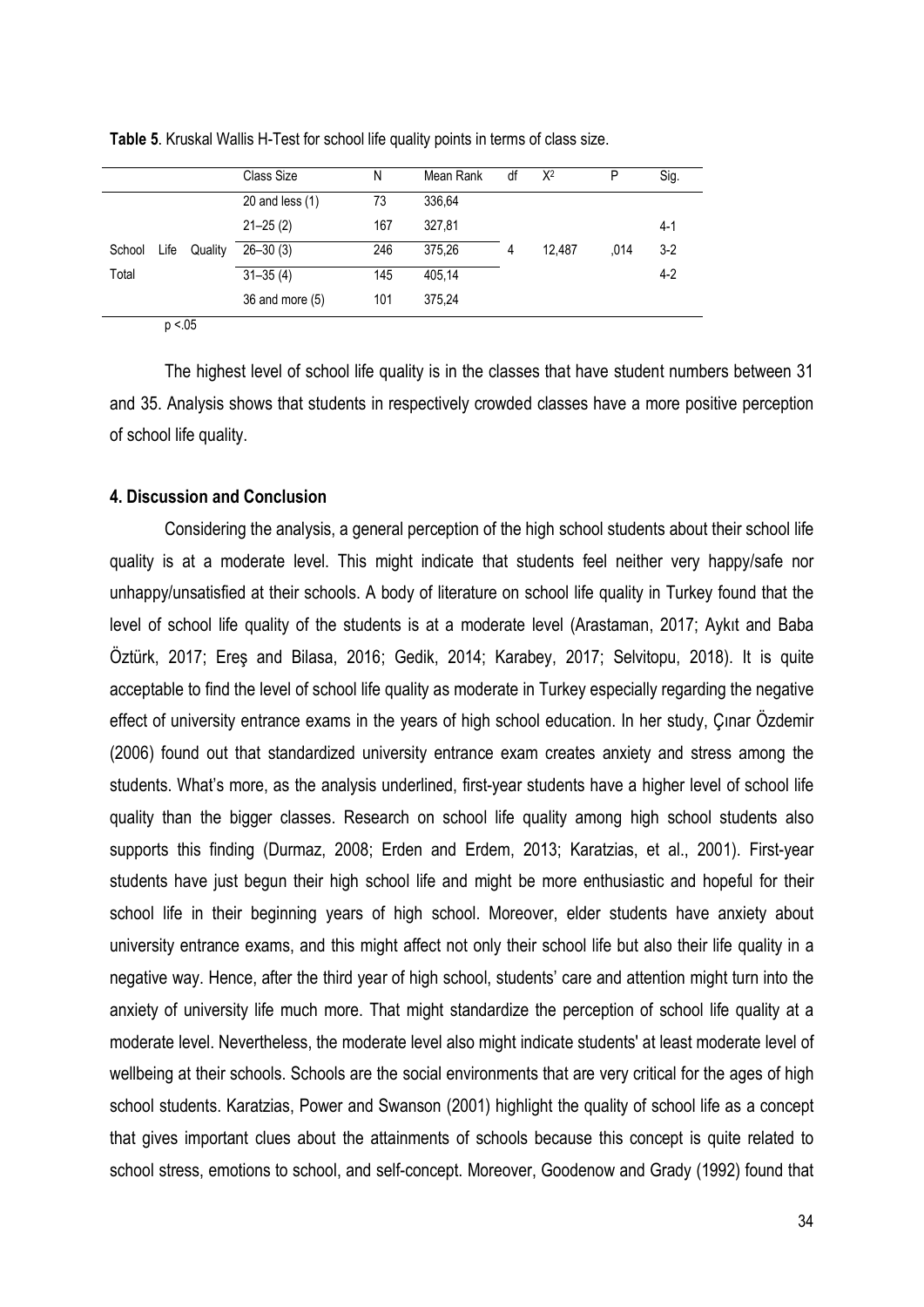**Table 5**. Kruskal Wallis H-Test for school life quality points in terms of class size.

| | Class Size | N | Mean Rank | df | $X^2$ | P | Sig. |
|---|---|---|---|---|---|---|---|
| School Life Quality Total | 20 and less (1) | 73 | 336,64 | 4 | 12,487 | ,014 | 4-1 |
| | 21–25 (2) | 167 | 327,81 | | | | 3-2 |
| | 26–30 (3) | 246 | 375,26 | | | | 4-2 |
| | 31–35 (4) | 145 | 405,14 | | | | |
| | 36 and more (5) | 101 | 375,24 | | | | |

$p < .05$

The highest level of school life quality is in the classes that have student numbers between 31 and 35. Analysis shows that students in respectively crowded classes have a more positive perception of school life quality.

## 4. Discussion and Conclusion

Considering the analysis, a general perception of the high school students about their school life quality is at a moderate level. This might indicate that students feel neither very happy/safe nor unhappy/unsatisfied at their schools. A body of literature on school life quality in Turkey found that the level of school life quality of the students is at a moderate level (Arastaman, 2017; Aykıt and Baba Öztürk, 2017; Ereş and Bilasa, 2016; Gedik, 2014; Karabey, 2017; Selvitopu, 2018). It is quite acceptable to find the level of school life quality as moderate in Turkey especially regarding the negative effect of university entrance exams in the years of high school education. In her study, Çınar Özdemir (2006) found out that standardized university entrance exam creates anxiety and stress among the students. What's more, as the analysis underlined, first-year students have a higher level of school life quality than the bigger classes. Research on school life quality among high school students also supports this finding (Durmaz, 2008; Erden and Erdem, 2013; Karatzias, et al., 2001). First-year students have just begun their high school life and might be more enthusiastic and hopeful for their school life in their beginning years of high school. Moreover, elder students have anxiety about university entrance exams, and this might affect not only their school life but also their life quality in a negative way. Hence, after the third year of high school, students' care and attention might turn into the anxiety of university life much more. That might standardize the perception of school life quality at a moderate level. Nevertheless, the moderate level also might indicate students' at least moderate level of wellbeing at their schools. Schools are the social environments that are very critical for the ages of high school students. Karatzias, Power and Swanson (2001) highlight the quality of school life as a concept that gives important clues about the attainments of schools because this concept is quite related to school stress, emotions to school, and self-concept. Moreover, Goodenow and Grady (1992) found that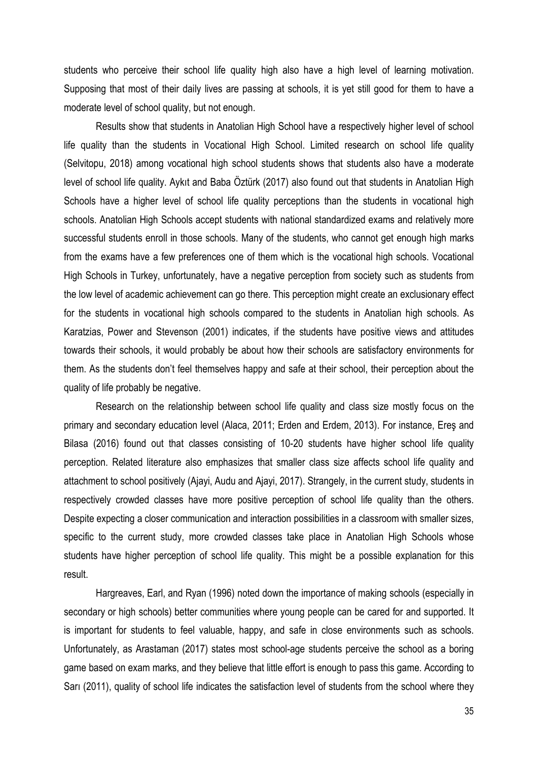students who perceive their school life quality high also have a high level of learning motivation. Supposing that most of their daily lives are passing at schools, it is yet still good for them to have a moderate level of school quality, but not enough.

Results show that students in Anatolian High School have a respectively higher level of school life quality than the students in Vocational High School. Limited research on school life quality (Selvitopu, 2018) among vocational high school students shows that students also have a moderate level of school life quality. Aykıt and Baba Öztürk (2017) also found out that students in Anatolian High Schools have a higher level of school life quality perceptions than the students in vocational high schools. Anatolian High Schools accept students with national standardized exams and relatively more successful students enroll in those schools. Many of the students, who cannot get enough high marks from the exams have a few preferences one of them which is the vocational high schools. Vocational High Schools in Turkey, unfortunately, have a negative perception from society such as students from the low level of academic achievement can go there. This perception might create an exclusionary effect for the students in vocational high schools compared to the students in Anatolian high schools. As Karatzias, Power and Stevenson (2001) indicates, if the students have positive views and attitudes towards their schools, it would probably be about how their schools are satisfactory environments for them. As the students don't feel themselves happy and safe at their school, their perception about the quality of life probably be negative.

Research on the relationship between school life quality and class size mostly focus on the primary and secondary education level (Alaca, 2011; Erden and Erdem, 2013). For instance, Ereş and Bilasa (2016) found out that classes consisting of 10-20 students have higher school life quality perception. Related literature also emphasizes that smaller class size affects school life quality and attachment to school positively (Ajayi, Audu and Ajayi, 2017). Strangely, in the current study, students in respectively crowded classes have more positive perception of school life quality than the others. Despite expecting a closer communication and interaction possibilities in a classroom with smaller sizes, specific to the current study, more crowded classes take place in Anatolian High Schools whose students have higher perception of school life quality. This might be a possible explanation for this result.

Hargreaves, Earl, and Ryan (1996) noted down the importance of making schools (especially in secondary or high schools) better communities where young people can be cared for and supported. It is important for students to feel valuable, happy, and safe in close environments such as schools. Unfortunately, as Arastaman (2017) states most school-age students perceive the school as a boring game based on exam marks, and they believe that little effort is enough to pass this game. According to Sarı (2011), quality of school life indicates the satisfaction level of students from the school where they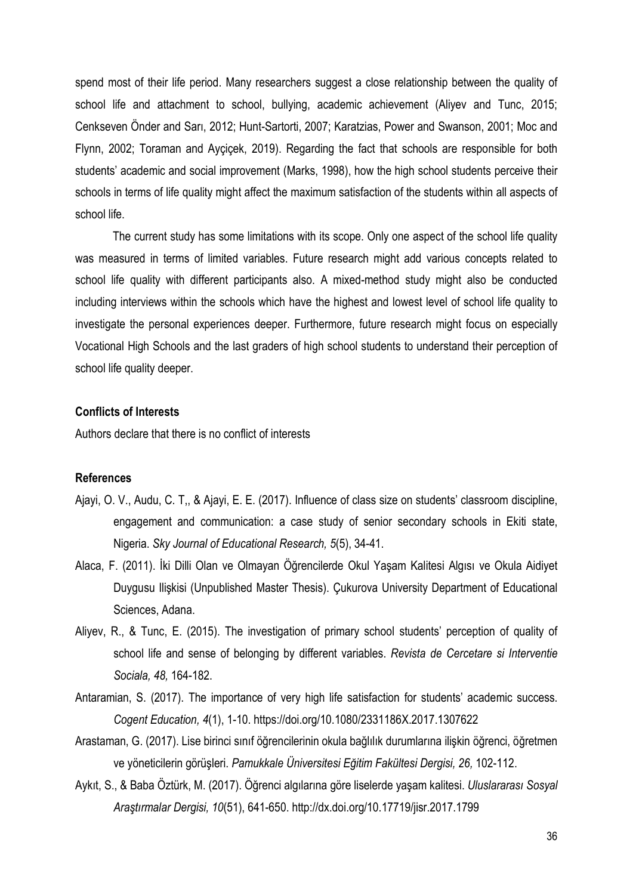spend most of their life period. Many researchers suggest a close relationship between the quality of school life and attachment to school, bullying, academic achievement (Aliyev and Tunc, 2015; Cenkseven Önder and Sarı, 2012; Hunt-Sartorti, 2007; Karatzias, Power and Swanson, 2001; Moc and Flynn, 2002; Toraman and Ayçiçek, 2019). Regarding the fact that schools are responsible for both students' academic and social improvement (Marks, 1998), how the high school students perceive their schools in terms of life quality might affect the maximum satisfaction of the students within all aspects of school life.

The current study has some limitations with its scope. Only one aspect of the school life quality was measured in terms of limited variables. Future research might add various concepts related to school life quality with different participants also. A mixed-method study might also be conducted including interviews within the schools which have the highest and lowest level of school life quality to investigate the personal experiences deeper. Furthermore, future research might focus on especially Vocational High Schools and the last graders of high school students to understand their perception of school life quality deeper.

**Conflicts of Interests**

Authors declare that there is no conflict of interests

**References**

Ajayi, O. V., Audu, C. T,, & Ajayi, E. E. (2017). Influence of class size on students' classroom discipline, engagement and communication: a case study of senior secondary schools in Ekiti state, Nigeria. *Sky Journal of Educational Research, 5*(5), 34-41.

Alaca, F. (2011). İki Dilli Olan ve Olmayan Öğrencilerde Okul Yaşam Kalitesi Algısı ve Okula Aidiyet Duygusu Ilişkisi (Unpublished Master Thesis). Çukurova University Department of Educational Sciences, Adana.

Aliyev, R., & Tunc, E. (2015). The investigation of primary school students' perception of quality of school life and sense of belonging by different variables. *Revista de Cercetare si Interventie Sociala, 48,* 164-182.

Antaramian, S. (2017). The importance of very high life satisfaction for students' academic success. *Cogent Education, 4*(1), 1-10. https://doi.org/10.1080/2331186X.2017.1307622

Arastaman, G. (2017). Lise birinci sınıf öğrencilerinin okula bağlılık durumlarına ilişkin öğrenci, öğretmen ve yöneticilerin görüşleri. *Pamukkale Üniversitesi Eğitim Fakültesi Dergisi, 26,* 102-112.

Aykıt, S., & Baba Öztürk, M. (2017). Öğrenci algılarına göre liselerde yaşam kalitesi. *Uluslararası Sosyal Araştırmalar Dergisi, 10*(51), 641-650. http://dx.doi.org/10.17719/jisr.2017.1799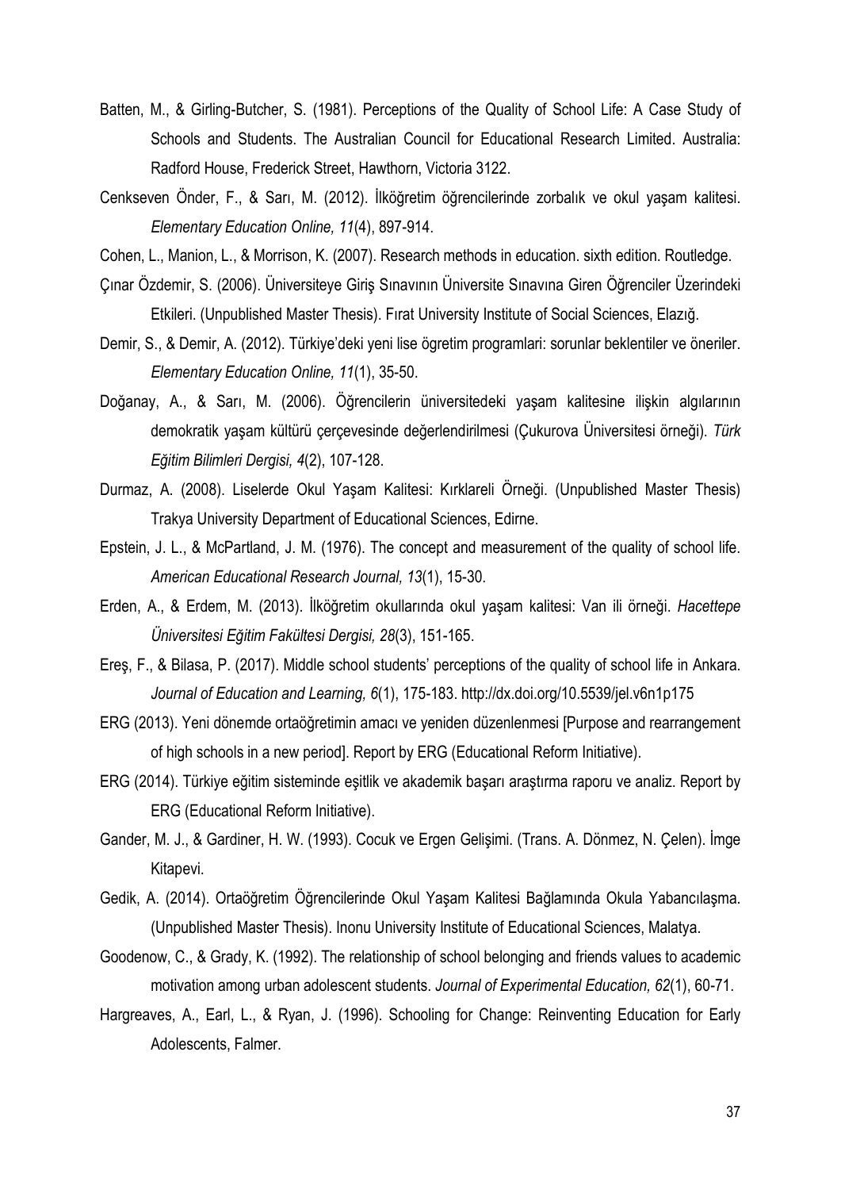Batten, M., & Girling-Butcher, S. (1981). Perceptions of the Quality of School Life: A Case Study of Schools and Students. The Australian Council for Educational Research Limited. Australia: Radford House, Frederick Street, Hawthorn, Victoria 3122.

Cenkseven Önder, F., & Sarı, M. (2012). İlköğretim öğrencilerinde zorbalık ve okul yaşam kalitesi. *Elementary Education Online, 11*(4), 897-914.

Cohen, L., Manion, L., & Morrison, K. (2007). Research methods in education. sixth edition. Routledge.

Çınar Özdemir, S. (2006). Üniversiteye Giriş Sınavının Üniversite Sınavına Giren Öğrenciler Üzerindeki Etkileri. (Unpublished Master Thesis). Fırat University Institute of Social Sciences, Elazığ.

Demir, S., & Demir, A. (2012). Türkiye'deki yeni lise ögretim programlari: sorunlar beklentiler ve öneriler. *Elementary Education Online, 11*(1), 35-50.

Doğanay, A., & Sarı, M. (2006). Öğrencilerin üniversitedeki yaşam kalitesine ilişkin algılarının demokratik yaşam kültürü çerçevesinde değerlendirilmesi (Çukurova Üniversitesi örneği). *Türk Eğitim Bilimleri Dergisi, 4*(2), 107-128.

Durmaz, A. (2008). Liselerde Okul Yaşam Kalitesi: Kırklareli Örneği. (Unpublished Master Thesis) Trakya University Department of Educational Sciences, Edirne.

Epstein, J. L., & McPartland, J. M. (1976). The concept and measurement of the quality of school life. *American Educational Research Journal, 13*(1), 15-30.

Erden, A., & Erdem, M. (2013). İlköğretim okullarında okul yaşam kalitesi: Van ili örneği. *Hacettepe Üniversitesi Eğitim Fakültesi Dergisi, 28*(3), 151-165.

Ereş, F., & Bilasa, P. (2017). Middle school students' perceptions of the quality of school life in Ankara. *Journal of Education and Learning, 6*(1), 175-183. http://dx.doi.org/10.5539/jel.v6n1p175

ERG (2013). Yeni dönemde ortaöğretimin amacı ve yeniden düzenlenmesi [Purpose and rearrangement of high schools in a new period]. Report by ERG (Educational Reform Initiative).

ERG (2014). Türkiye eğitim sisteminde eşitlik ve akademik başarı araştırma raporu ve analiz. Report by ERG (Educational Reform Initiative).

Gander, M. J., & Gardiner, H. W. (1993). Cocuk ve Ergen Gelişimi. (Trans. A. Dönmez, N. Çelen). İmge Kitapevi.

Gedik, A. (2014). Ortaöğretim Öğrencilerinde Okul Yaşam Kalitesi Bağlamında Okula Yabancılaşma. (Unpublished Master Thesis). Inonu University Institute of Educational Sciences, Malatya.

Goodenow, C., & Grady, K. (1992). The relationship of school belonging and friends values to academic motivation among urban adolescent students. *Journal of Experimental Education, 62*(1), 60-71.

Hargreaves, A., Earl, L., & Ryan, J. (1996). Schooling for Change: Reinventing Education for Early Adolescents, Falmer.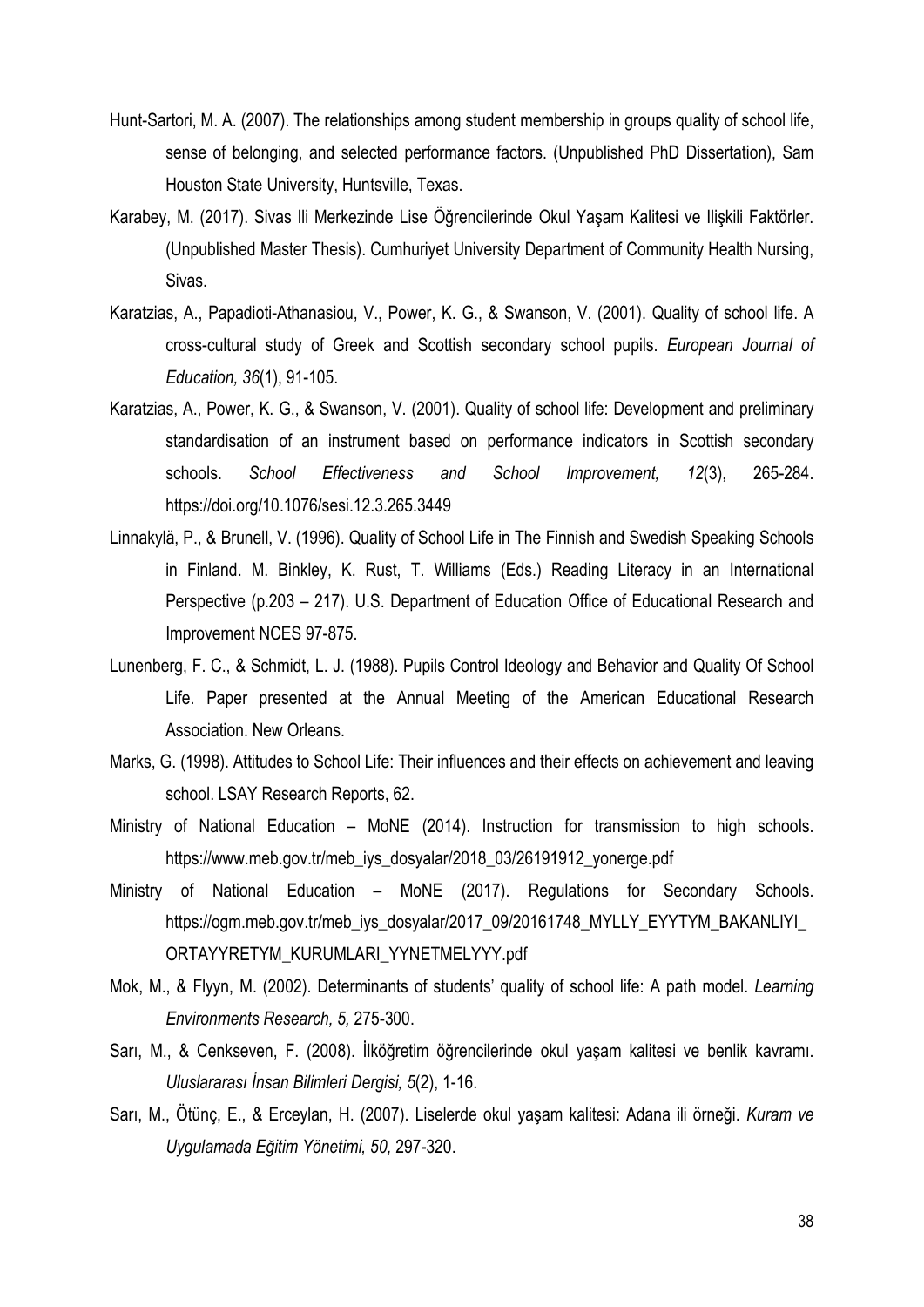Hunt-Sartori, M. A. (2007). The relationships among student membership in groups quality of school life, sense of belonging, and selected performance factors. (Unpublished PhD Dissertation), Sam Houston State University, Huntsville, Texas.

Karabey, M. (2017). Sivas Ili Merkezinde Lise Öğrencilerinde Okul Yaşam Kalitesi ve Ilişkili Faktörler. (Unpublished Master Thesis). Cumhuriyet University Department of Community Health Nursing, Sivas.

Karatzias, A., Papadioti-Athanasiou, V., Power, K. G., & Swanson, V. (2001). Quality of school life. A cross-cultural study of Greek and Scottish secondary school pupils. *European Journal of Education, 36*(1), 91-105.

Karatzias, A., Power, K. G., & Swanson, V. (2001). Quality of school life: Development and preliminary standardisation of an instrument based on performance indicators in Scottish secondary schools. *School Effectiveness and School Improvement, 12*(3), 265-284. https://doi.org/10.1076/sesi.12.3.265.3449

Linnakylä, P., & Brunell, V. (1996). Quality of School Life in The Finnish and Swedish Speaking Schools in Finland. M. Binkley, K. Rust, T. Williams (Eds.) Reading Literacy in an International Perspective (p.203 – 217). U.S. Department of Education Office of Educational Research and Improvement NCES 97-875.

Lunenberg, F. C., & Schmidt, L. J. (1988). Pupils Control Ideology and Behavior and Quality Of School Life. Paper presented at the Annual Meeting of the American Educational Research Association. New Orleans.

Marks, G. (1998). Attitudes to School Life: Their influences and their effects on achievement and leaving school. LSAY Research Reports, 62.

Ministry of National Education – MoNE (2014). Instruction for transmission to high schools. https://www.meb.gov.tr/meb_iys_dosyalar/2018_03/26191912_yonerge.pdf

Ministry of National Education – MoNE (2017). Regulations for Secondary Schools. https://ogm.meb.gov.tr/meb_iys_dosyalar/2017_09/20161748_MYLLY_EYYTYM_BAKANLIYI_ORTAYYRETYM_KURUMLARI_YYNETMELYYY.pdf

Mok, M., & Flyyn, M. (2002). Determinants of students' quality of school life: A path model. *Learning Environments Research, 5,* 275-300.

Sarı, M., & Cenkseven, F. (2008). İlköğretim öğrencilerinde okul yaşam kalitesi ve benlik kavramı. *Uluslararası İnsan Bilimleri Dergisi, 5*(2), 1-16.

Sarı, M., Ötünç, E., & Erceylan, H. (2007). Liselerde okul yaşam kalitesi: Adana ili örneği. *Kuram ve Uygulamada Eğitim Yönetimi, 50,* 297-320.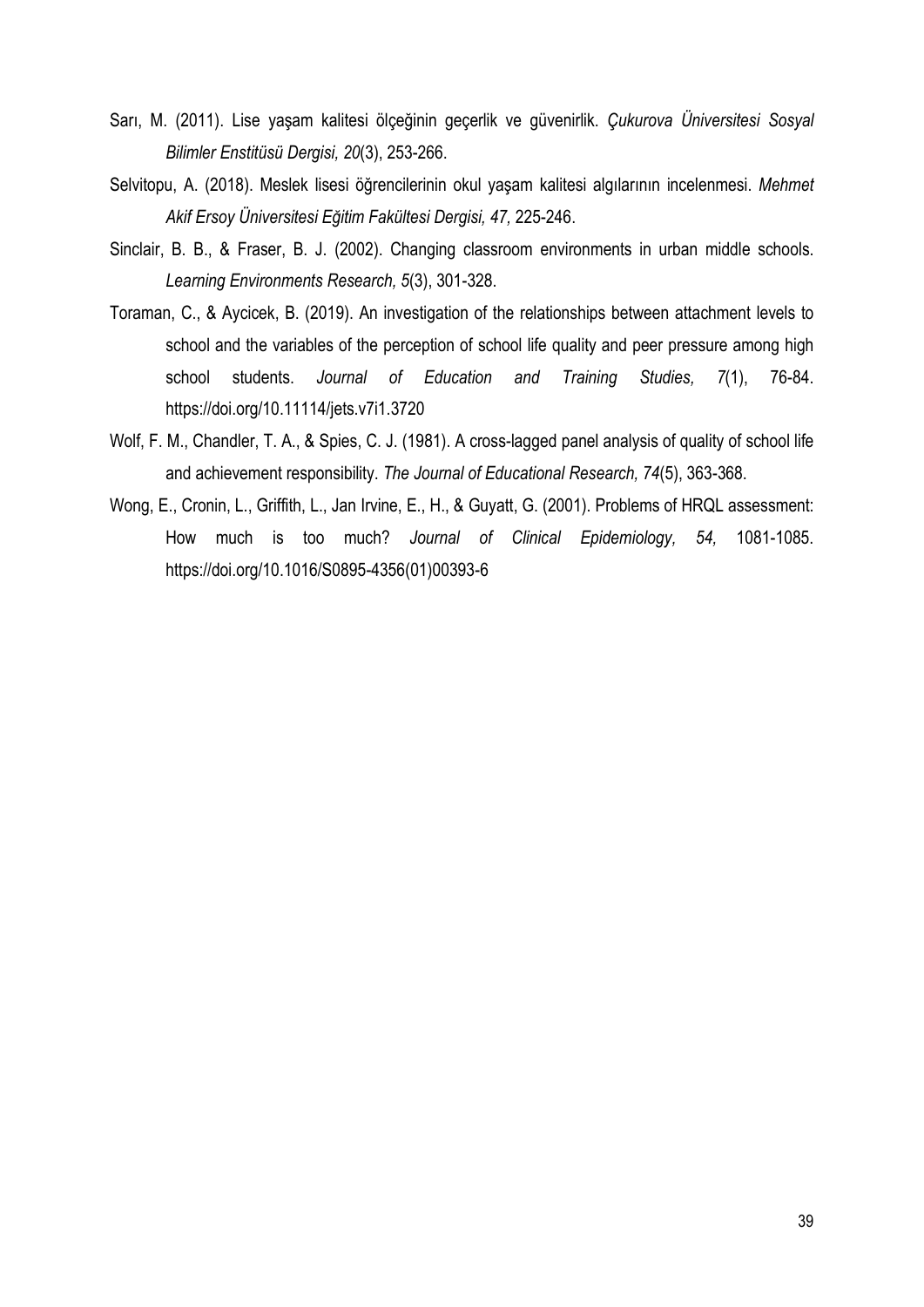Sarı, M. (2011). Lise yaşam kalitesi ölçeğinin geçerlik ve güvenirlik. *Çukurova Üniversitesi Sosyal Bilimler Enstitüsü Dergisi, 20*(3), 253-266.

Selvitopu, A. (2018). Meslek lisesi öğrencilerinin okul yaşam kalitesi algılarının incelenmesi. *Mehmet Akif Ersoy Üniversitesi Eğitim Fakültesi Dergisi, 47,* 225-246.

Sinclair, B. B., & Fraser, B. J. (2002). Changing classroom environments in urban middle schools. *Learning Environments Research, 5*(3), 301-328.

Toraman, C., & Aycicek, B. (2019). An investigation of the relationships between attachment levels to school and the variables of the perception of school life quality and peer pressure among high school students. *Journal of Education and Training Studies, 7*(1), 76-84. https://doi.org/10.11114/jets.v7i1.3720

Wolf, F. M., Chandler, T. A., & Spies, C. J. (1981). A cross-lagged panel analysis of quality of school life and achievement responsibility. *The Journal of Educational Research, 74*(5), 363-368.

Wong, E., Cronin, L., Griffith, L., Jan Irvine, E., H., & Guyatt, G. (2001). Problems of HRQL assessment: How much is too much? *Journal of Clinical Epidemiology, 54,* 1081-1085. https://doi.org/10.1016/S0895-4356(01)00393-6